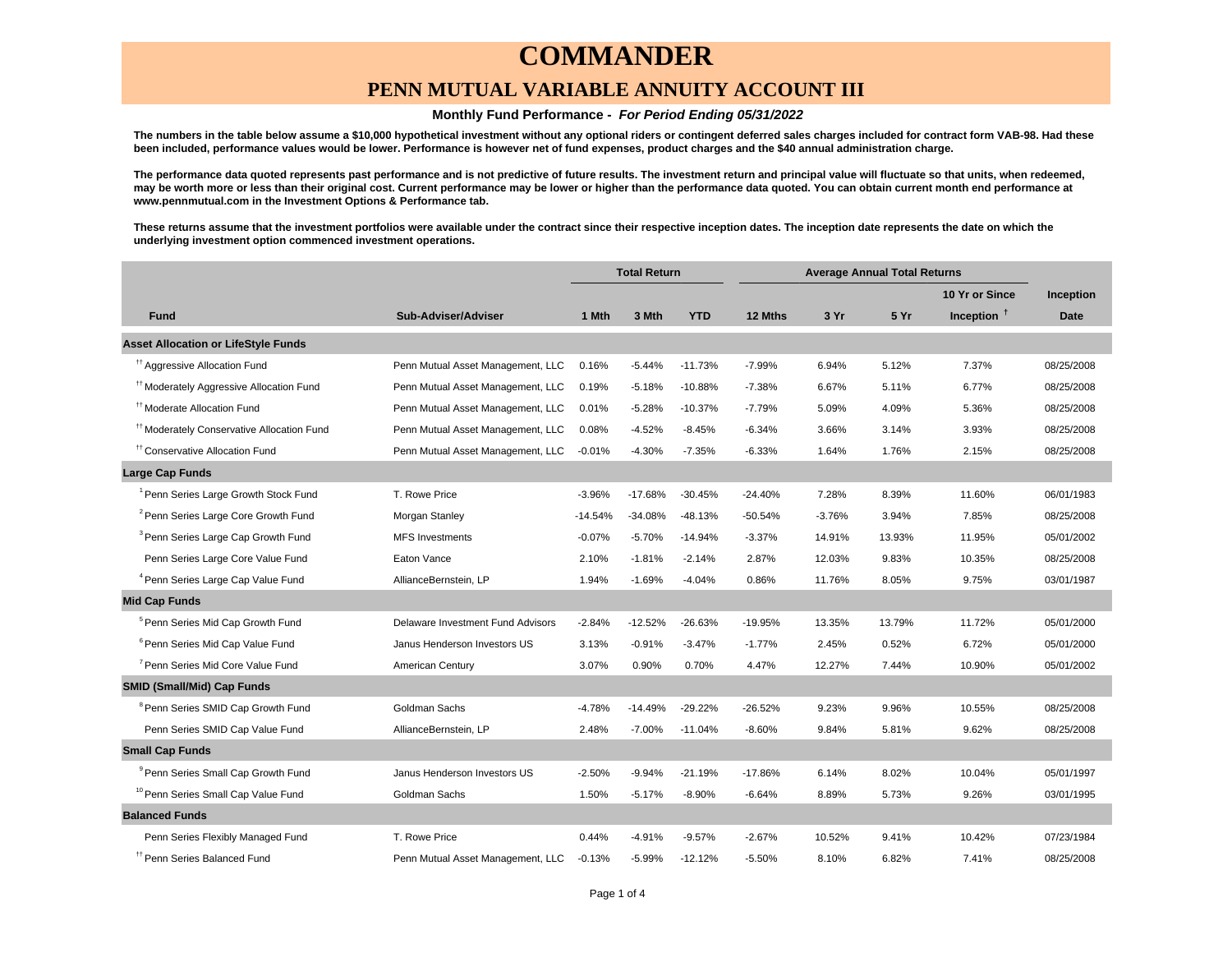# COMMANDER

## PENN MUTUAL VARIABLE ANNUITY ACCOUNT III

**Monthly Fund Performance -** ***For Period Ending 05/31/2022***

**The numbers in the table below assume a $10,000 hypothetical investment without any optional riders or contingent deferred sales charges included for contract form VAB-98. Had these been included, performance values would be lower. Performance is however net of fund expenses, product charges and the $40 annual administration charge.**

**The performance data quoted represents past performance and is not predictive of future results. The investment return and principal value will fluctuate so that units, when redeemed, may be worth more or less than their original cost. Current performance may be lower or higher than the performance data quoted. You can obtain current month end performance at www.pennmutual.com in the Investment Options & Performance tab.**

**These returns assume that the investment portfolios were available under the contract since their respective inception dates. The inception date represents the date on which the underlying investment option commenced investment operations.**

| | | Total Return | | | Average Annual Total Returns | | | | |
|---|---|---|---|---|---|---|---|---|---|
| | | | | | | | | 10 Yr or Since | Inception |
| **Fund** | **Sub-Adviser/Adviser** | **1 Mth** | **3 Mth** | **YTD** | **12 Mths** | **3 Yr** | **5 Yr** | **Inception** [†] | **Date** |
| **Asset Allocation or LifeStyle Funds** | | | | | | | | | |
| [††] Aggressive Allocation Fund | Penn Mutual Asset Management, LLC | 0.16% | -5.44% | -11.73% | -7.99% | 6.94% | 5.12% | 7.37% | 08/25/2008 |
| [††] Moderately Aggressive Allocation Fund | Penn Mutual Asset Management, LLC | 0.19% | -5.18% | -10.88% | -7.38% | 6.67% | 5.11% | 6.77% | 08/25/2008 |
| [††] Moderate Allocation Fund | Penn Mutual Asset Management, LLC | 0.01% | -5.28% | -10.37% | -7.79% | 5.09% | 4.09% | 5.36% | 08/25/2008 |
| [††] Moderately Conservative Allocation Fund | Penn Mutual Asset Management, LLC | 0.08% | -4.52% | -8.45% | -6.34% | 3.66% | 3.14% | 3.93% | 08/25/2008 |
| [††] Conservative Allocation Fund | Penn Mutual Asset Management, LLC | -0.01% | -4.30% | -7.35% | -6.33% | 1.64% | 1.76% | 2.15% | 08/25/2008 |
| **Large Cap Funds** | | | | | | | | | |
| [1] Penn Series Large Growth Stock Fund | T. Rowe Price | -3.96% | -17.68% | -30.45% | -24.40% | 7.28% | 8.39% | 11.60% | 06/01/1983 |
| [2] Penn Series Large Core Growth Fund | Morgan Stanley | -14.54% | -34.08% | -48.13% | -50.54% | -3.76% | 3.94% | 7.85% | 08/25/2008 |
| [3] Penn Series Large Cap Growth Fund | MFS Investments | -0.07% | -5.70% | -14.94% | -3.37% | 14.91% | 13.93% | 11.95% | 05/01/2002 |
| Penn Series Large Core Value Fund | Eaton Vance | 2.10% | -1.81% | -2.14% | 2.87% | 12.03% | 9.83% | 10.35% | 08/25/2008 |
| [4] Penn Series Large Cap Value Fund | AllianceBernstein, LP | 1.94% | -1.69% | -4.04% | 0.86% | 11.76% | 8.05% | 9.75% | 03/01/1987 |
| **Mid Cap Funds** | | | | | | | | | |
| [5] Penn Series Mid Cap Growth Fund | Delaware Investment Fund Advisors | -2.84% | -12.52% | -26.63% | -19.95% | 13.35% | 13.79% | 11.72% | 05/01/2000 |
| [6] Penn Series Mid Cap Value Fund | Janus Henderson Investors US | 3.13% | -0.91% | -3.47% | -1.77% | 2.45% | 0.52% | 6.72% | 05/01/2000 |
| [7] Penn Series Mid Core Value Fund | American Century | 3.07% | 0.90% | 0.70% | 4.47% | 12.27% | 7.44% | 10.90% | 05/01/2002 |
| **SMID (Small/Mid) Cap Funds** | | | | | | | | | |
| [8] Penn Series SMID Cap Growth Fund | Goldman Sachs | -4.78% | -14.49% | -29.22% | -26.52% | 9.23% | 9.96% | 10.55% | 08/25/2008 |
| Penn Series SMID Cap Value Fund | AllianceBernstein, LP | 2.48% | -7.00% | -11.04% | -8.60% | 9.84% | 5.81% | 9.62% | 08/25/2008 |
| **Small Cap Funds** | | | | | | | | | |
| [9] Penn Series Small Cap Growth Fund | Janus Henderson Investors US | -2.50% | -9.94% | -21.19% | -17.86% | 6.14% | 8.02% | 10.04% | 05/01/1997 |
| [10] Penn Series Small Cap Value Fund | Goldman Sachs | 1.50% | -5.17% | -8.90% | -6.64% | 8.89% | 5.73% | 9.26% | 03/01/1995 |
| **Balanced Funds** | | | | | | | | | |
| Penn Series Flexibly Managed Fund | T. Rowe Price | 0.44% | -4.91% | -9.57% | -2.67% | 10.52% | 9.41% | 10.42% | 07/23/1984 |
| [††] Penn Series Balanced Fund | Penn Mutual Asset Management, LLC | -0.13% | -5.99% | -12.12% | -5.50% | 8.10% | 6.82% | 7.41% | 08/25/2008 |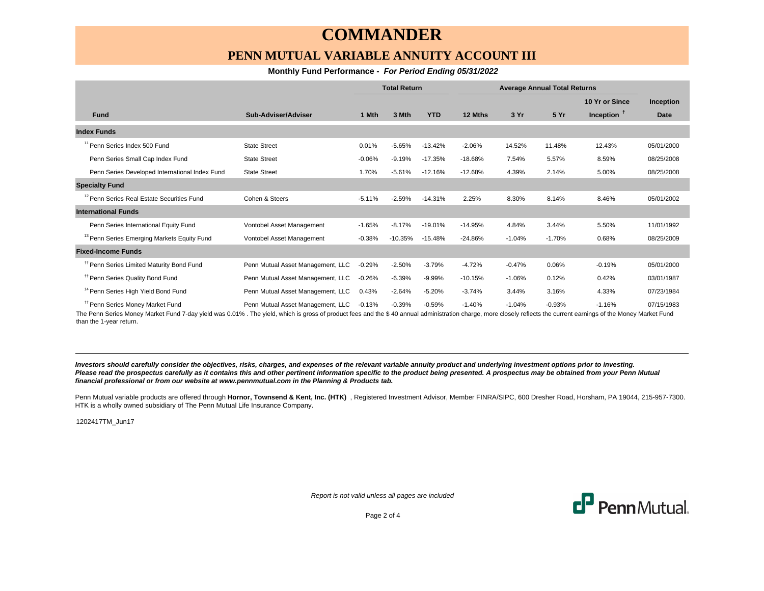# COMMANDER

## PENN MUTUAL VARIABLE ANNUITY ACCOUNT III

**Monthly Fund Performance -** ***For Period Ending 05/31/2022***

| | | Total Return | | | Average Annual Total Returns | | | | |
|---|---|---|---|---|---|---|---|---|---|
| **Fund** | **Sub-Adviser/Adviser** | **1 Mth** | **3 Mth** | **YTD** | **12 Mths** | **3 Yr** | **5 Yr** | **10 Yr or Since Inception †** | **Inception Date** |
| **Index Funds** | | | | | | | | | |
| [11] Penn Series Index 500 Fund | State Street | 0.01% | -5.65% | -13.42% | -2.06% | 14.52% | 11.48% | 12.43% | 05/01/2000 |
| Penn Series Small Cap Index Fund | State Street | -0.06% | -9.19% | -17.35% | -18.68% | 7.54% | 5.57% | 8.59% | 08/25/2008 |
| Penn Series Developed International Index Fund | State Street | 1.70% | -5.61% | -12.16% | -12.68% | 4.39% | 2.14% | 5.00% | 08/25/2008 |
| **Specialty Fund** | | | | | | | | | |
| [12] Penn Series Real Estate Securities Fund | Cohen & Steers | -5.11% | -2.59% | -14.31% | 2.25% | 8.30% | 8.14% | 8.46% | 05/01/2002 |
| **International Funds** | | | | | | | | | |
| Penn Series International Equity Fund | Vontobel Asset Management | -1.65% | -8.17% | -19.01% | -14.95% | 4.84% | 3.44% | 5.50% | 11/01/1992 |
| [13] Penn Series Emerging Markets Equity Fund | Vontobel Asset Management | -0.38% | -10.35% | -15.48% | -24.86% | -1.04% | -1.70% | 0.68% | 08/25/2009 |
| **Fixed-Income Funds** | | | | | | | | | |
| [††] Penn Series Limited Maturity Bond Fund | Penn Mutual Asset Management, LLC | -0.29% | -2.50% | -3.79% | -4.72% | -0.47% | 0.06% | -0.19% | 05/01/2000 |
| [††] Penn Series Quality Bond Fund | Penn Mutual Asset Management, LLC | -0.26% | -6.39% | -9.99% | -10.15% | -1.06% | 0.12% | 0.42% | 03/01/1987 |
| [14] Penn Series High Yield Bond Fund | Penn Mutual Asset Management, LLC | 0.43% | -2.64% | -5.20% | -3.74% | 3.44% | 3.16% | 4.33% | 07/23/1984 |
| [††] Penn Series Money Market Fund | Penn Mutual Asset Management, LLC | -0.13% | -0.39% | -0.59% | -1.40% | -1.04% | -0.93% | -1.16% | 07/15/1983 |

The Penn Series Money Market Fund 7-day yield was 0.01% . The yield, which is gross of product fees and the $ 40 annual administration charge, more closely reflects the current earnings of the Money Market Fund than the 1-year return.

---

***Investors should carefully consider the objectives, risks, charges, and expenses of the relevant variable annuity product and underlying investment options prior to investing. Please read the prospectus carefully as it contains this and other pertinent information specific to the product being presented. A prospectus may be obtained from your Penn Mutual financial professional or from our website at www.pennmutual.com in the Planning & Products tab.***

Penn Mutual variable products are offered through **Hornor, Townsend & Kent, Inc. (HTK)** , Registered Investment Advisor, Member FINRA/SIPC, 600 Dresher Road, Horsham, PA 19044, 215-957-7300. HTK is a wholly owned subsidiary of The Penn Mutual Life Insurance Company.

1202417TM_Jun17

*Report is not valid unless all pages are included*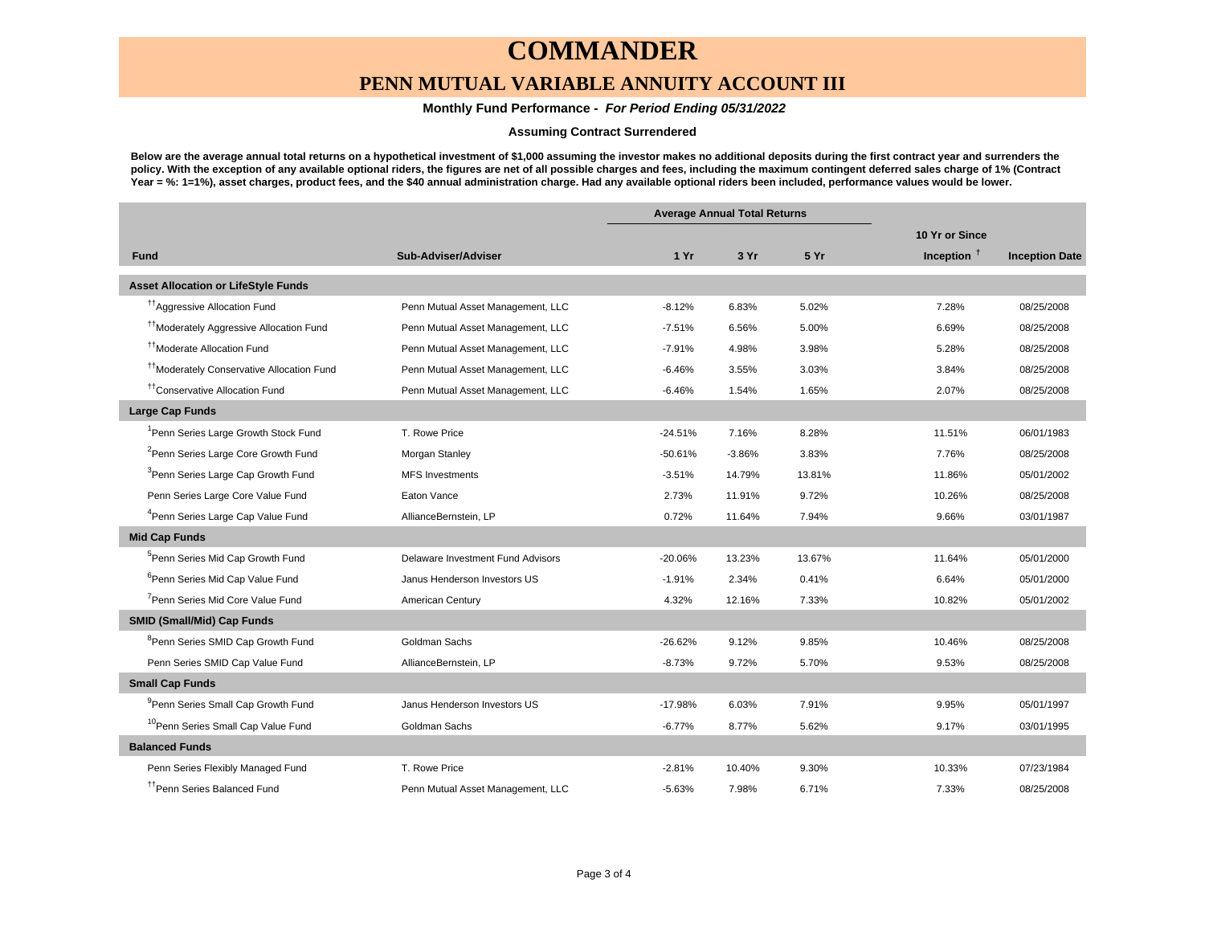# COMMANDER

## PENN MUTUAL VARIABLE ANNUITY ACCOUNT III

**Monthly Fund Performance -** ***For Period Ending 05/31/2022***

**Assuming Contract Surrendered**

**Below are the average annual total returns on a hypothetical investment of $1,000 assuming the investor makes no additional deposits during the first contract year and surrenders the policy. With the exception of any available optional riders, the figures are net of all possible charges and fees, including the maximum contingent deferred sales charge of 1% (Contract Year = %: 1=1%), asset charges, product fees, and the $40 annual administration charge. Had any available optional riders been included, performance values would be lower.**

| Fund | Sub-Adviser/Adviser | Average Annual Total Returns | | | | |
|---|---|---|---|---|---|---|
| | | 1 Yr | 3 Yr | 5 Yr | 10 Yr or Since Inception † | Inception Date |
| **Asset Allocation or LifeStyle Funds** | | | | | | |
| [††]Aggressive Allocation Fund | Penn Mutual Asset Management, LLC | -8.12% | 6.83% | 5.02% | 7.28% | 08/25/2008 |
| [††]Moderately Aggressive Allocation Fund | Penn Mutual Asset Management, LLC | -7.51% | 6.56% | 5.00% | 6.69% | 08/25/2008 |
| [††]Moderate Allocation Fund | Penn Mutual Asset Management, LLC | -7.91% | 4.98% | 3.98% | 5.28% | 08/25/2008 |
| [††]Moderately Conservative Allocation Fund | Penn Mutual Asset Management, LLC | -6.46% | 3.55% | 3.03% | 3.84% | 08/25/2008 |
| [††]Conservative Allocation Fund | Penn Mutual Asset Management, LLC | -6.46% | 1.54% | 1.65% | 2.07% | 08/25/2008 |
| **Large Cap Funds** | | | | | | |
| [1]Penn Series Large Growth Stock Fund | T. Rowe Price | -24.51% | 7.16% | 8.28% | 11.51% | 06/01/1983 |
| [2]Penn Series Large Core Growth Fund | Morgan Stanley | -50.61% | -3.86% | 3.83% | 7.76% | 08/25/2008 |
| [3]Penn Series Large Cap Growth Fund | MFS Investments | -3.51% | 14.79% | 13.81% | 11.86% | 05/01/2002 |
| Penn Series Large Core Value Fund | Eaton Vance | 2.73% | 11.91% | 9.72% | 10.26% | 08/25/2008 |
| [4]Penn Series Large Cap Value Fund | AllianceBernstein, LP | 0.72% | 11.64% | 7.94% | 9.66% | 03/01/1987 |
| **Mid Cap Funds** | | | | | | |
| [5]Penn Series Mid Cap Growth Fund | Delaware Investment Fund Advisors | -20.06% | 13.23% | 13.67% | 11.64% | 05/01/2000 |
| [6]Penn Series Mid Cap Value Fund | Janus Henderson Investors US | -1.91% | 2.34% | 0.41% | 6.64% | 05/01/2000 |
| [7]Penn Series Mid Core Value Fund | American Century | 4.32% | 12.16% | 7.33% | 10.82% | 05/01/2002 |
| **SMID (Small/Mid) Cap Funds** | | | | | | |
| [8]Penn Series SMID Cap Growth Fund | Goldman Sachs | -26.62% | 9.12% | 9.85% | 10.46% | 08/25/2008 |
| Penn Series SMID Cap Value Fund | AllianceBernstein, LP | -8.73% | 9.72% | 5.70% | 9.53% | 08/25/2008 |
| **Small Cap Funds** | | | | | | |
| [9]Penn Series Small Cap Growth Fund | Janus Henderson Investors US | -17.98% | 6.03% | 7.91% | 9.95% | 05/01/1997 |
| [10]Penn Series Small Cap Value Fund | Goldman Sachs | -6.77% | 8.77% | 5.62% | 9.17% | 03/01/1995 |
| **Balanced Funds** | | | | | | |
| Penn Series Flexibly Managed Fund | T. Rowe Price | -2.81% | 10.40% | 9.30% | 10.33% | 07/23/1984 |
| [††]Penn Series Balanced Fund | Penn Mutual Asset Management, LLC | -5.63% | 7.98% | 6.71% | 7.33% | 08/25/2008 |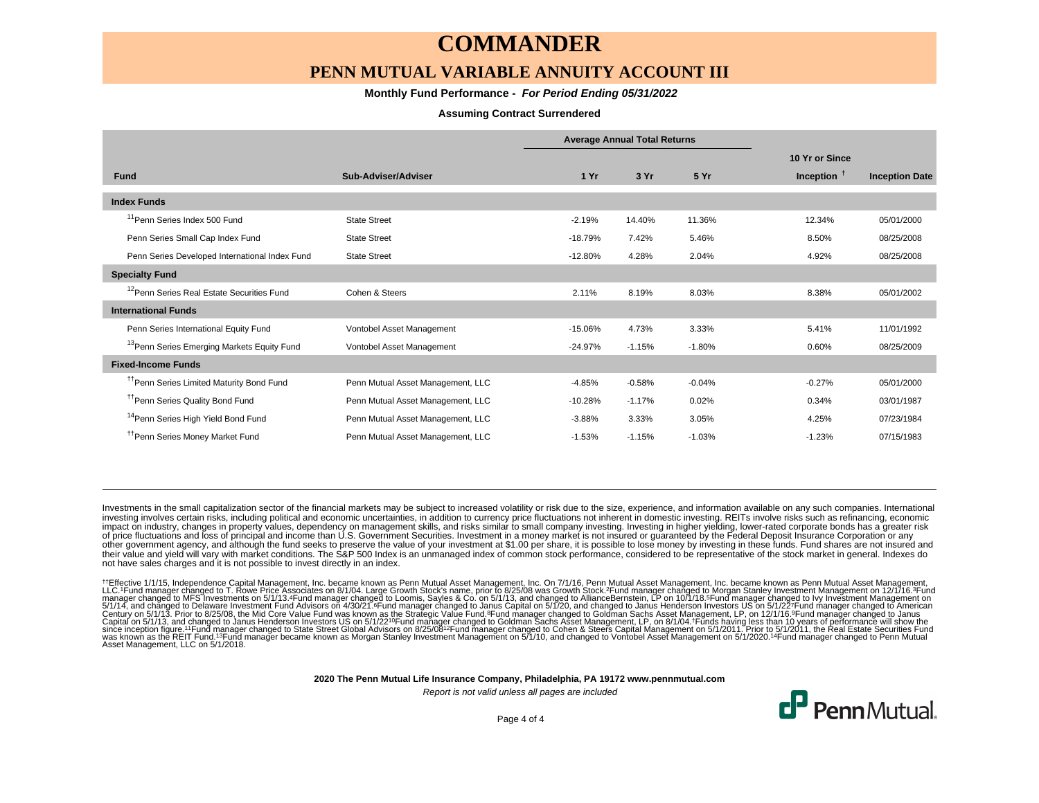# COMMANDER

## PENN MUTUAL VARIABLE ANNUITY ACCOUNT III

**Monthly Fund Performance - *For Period Ending 05/31/2022***

**Assuming Contract Surrendered**

| | | Average Annual Total Returns | | | | |
|---|---|---|---|---|---|---|
| **Fund** | **Sub-Adviser/Adviser** | **1 Yr** | **3 Yr** | **5 Yr** | **10 Yr or Since Inception †** | **Inception Date** |
| **Index Funds** | | | | | | |
| [11]Penn Series Index 500 Fund | State Street | -2.19% | 14.40% | 11.36% | 12.34% | 05/01/2000 |
| Penn Series Small Cap Index Fund | State Street | -18.79% | 7.42% | 5.46% | 8.50% | 08/25/2008 |
| Penn Series Developed International Index Fund | State Street | -12.80% | 4.28% | 2.04% | 4.92% | 08/25/2008 |
| **Specialty Fund** | | | | | | |
| [12]Penn Series Real Estate Securities Fund | Cohen & Steers | 2.11% | 8.19% | 8.03% | 8.38% | 05/01/2002 |
| **International Funds** | | | | | | |
| Penn Series International Equity Fund | Vontobel Asset Management | -15.06% | 4.73% | 3.33% | 5.41% | 11/01/1992 |
| [13]Penn Series Emerging Markets Equity Fund | Vontobel Asset Management | -24.97% | -1.15% | -1.80% | 0.60% | 08/25/2009 |
| **Fixed-Income Funds** | | | | | | |
| [††]Penn Series Limited Maturity Bond Fund | Penn Mutual Asset Management, LLC | -4.85% | -0.58% | -0.04% | -0.27% | 05/01/2000 |
| [††]Penn Series Quality Bond Fund | Penn Mutual Asset Management, LLC | -10.28% | -1.17% | 0.02% | 0.34% | 03/01/1987 |
| [14]Penn Series High Yield Bond Fund | Penn Mutual Asset Management, LLC | -3.88% | 3.33% | 3.05% | 4.25% | 07/23/1984 |
| [††]Penn Series Money Market Fund | Penn Mutual Asset Management, LLC | -1.53% | -1.15% | -1.03% | -1.23% | 07/15/1983 |

Investments in the small capitalization sector of the financial markets may be subject to increased volatility or risk due to the size, experience, and information available on any such companies. International investing involves certain risks, including political and economic uncertainties, in addition to currency price fluctuations not inherent in domestic investing. REITs involve risks such as refinancing, economic impact on industry, changes in property values, dependency on management skills, and risks similar to small company investing. Investing in higher yielding, lower-rated corporate bonds has a greater risk of price fluctuations and loss of principal and income than U.S. Government Securities. Investment in a money market is not insured or guaranteed by the Federal Deposit Insurance Corporation or any other government agency, and although the fund seeks to preserve the value of your investment at $1.00 per share, it is possible to lose money by investing in these funds. Fund shares are not insured and their value and yield will vary with market conditions. The S&P 500 Index is an unmanaged index of common stock performance, considered to be representative of the stock market in general. Indexes do not have sales charges and it is not possible to invest directly in an index.

[††]Effective 1/1/15, Independence Capital Management, Inc. became known as Penn Mutual Asset Management, Inc. On 7/1/16, Penn Mutual Asset Management, Inc. became known as Penn Mutual Asset Management, LLC.[1]Fund manager changed to T. Rowe Price Associates on 8/1/04. Large Growth Stock's name, prior to 8/25/08 was Growth Stock.[2]Fund manager changed to Morgan Stanley Investment Management on 12/1/16.[3]Fund manager changed to MFS Investments on 5/1/13.[4]Fund manager changed to Loomis, Sayles & Co. on 5/1/13, and changed to AllianceBernstein, LP on 10/1/18.[5]Fund manager changed to Ivy Investment Management on 5/1/14, and changed to Delaware Investment Fund Advisors on 4/30/21.[6]Fund manager changed to Janus Capital on 5/1/20, and changed to Janus Henderson Investors US on 5/1/22[7]Fund manager changed to American Century on 5/1/13. Prior to 8/25/08, the Mid Core Value Fund was known as the Strategic Value Fund.[8]Fund manager changed to Goldman Sachs Asset Management, LP, on 12/1/16.[9]Fund manager changed to Janus Capital on 5/1/13, and changed to Janus Henderson Investors US on 5/1/22[10]Fund manager changed to Goldman Sachs Asset Management, LP, on 8/1/04.[†]Funds having less than 10 years of performance will show the since inception figure.[11]Fund manager changed to State Street Global Advisors on 8/25/08[12]Fund manager changed to Cohen & Steers Capital Management on 5/1/2011. Prior to 5/1/2011, the Real Estate Securities Fund was known as the REIT Fund.[13]Fund manager became known as Morgan Stanley Investment Management on 5/1/10, and changed to Vontobel Asset Management on 5/1/2020.[14]Fund manager changed to Penn Mutual Asset Management, LLC on 5/1/2018.

**2020 The Penn Mutual Life Insurance Company, Philadelphia, PA 19172 www.pennmutual.com**

*Report is not valid unless all pages are included*